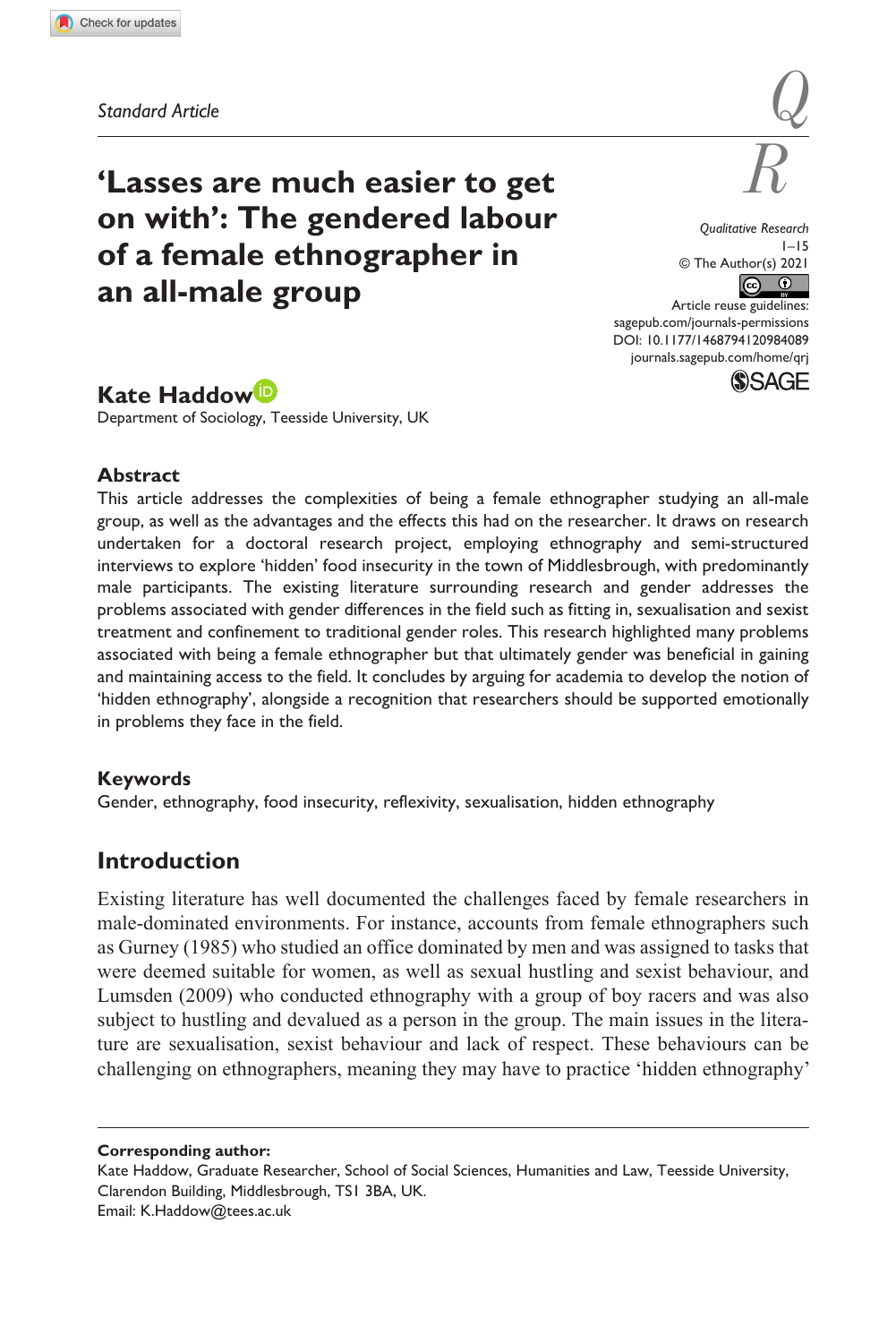*Standard Article*

# 'Lasses are much easier to get on with': The gendered labour of a female ethnographer in an all-male group

Qualitative Research
© The Author(s) 2021
Article reuse guidelines: sagepub.com/journals-permissions
DOI: 10.1177/1468794120984089
journals.sagepub.com/home/qrj

**Kate Haddow**
Department of Sociology, Teesside University, UK

## Abstract

This article addresses the complexities of being a female ethnographer studying an all-male group, as well as the advantages and the effects this had on the researcher. It draws on research undertaken for a doctoral research project, employing ethnography and semi-structured interviews to explore 'hidden' food insecurity in the town of Middlesbrough, with predominantly male participants. The existing literature surrounding research and gender addresses the problems associated with gender differences in the field such as fitting in, sexualisation and sexist treatment and confinement to traditional gender roles. This research highlighted many problems associated with being a female ethnographer but that ultimately gender was beneficial in gaining and maintaining access to the field. It concludes by arguing for academia to develop the notion of 'hidden ethnography', alongside a recognition that researchers should be supported emotionally in problems they face in the field.

## Keywords

Gender, ethnography, food insecurity, reflexivity, sexualisation, hidden ethnography

## Introduction

Existing literature has well documented the challenges faced by female researchers in male-dominated environments. For instance, accounts from female ethnographers such as Gurney (1985) who studied an office dominated by men and was assigned to tasks that were deemed suitable for women, as well as sexual hustling and sexist behaviour, and Lumsden (2009) who conducted ethnography with a group of boy racers and was also subject to hustling and devalued as a person in the group. The main issues in the literature are sexualisation, sexist behaviour and lack of respect. These behaviours can be challenging on ethnographers, meaning they may have to practice 'hidden ethnography'

---

**Corresponding author:**
Kate Haddow, Graduate Researcher, School of Social Sciences, Humanities and Law, Teesside University, Clarendon Building, Middlesbrough, TS1 3BA, UK.
Email: K.Haddow@tees.ac.uk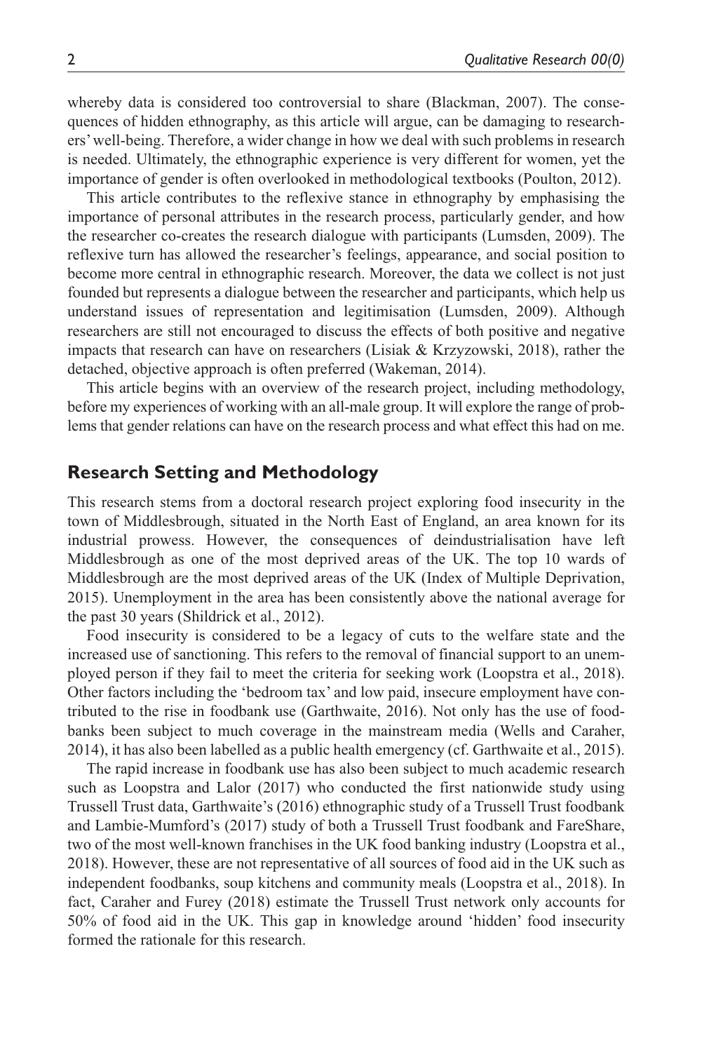whereby data is considered too controversial to share (Blackman, 2007). The consequences of hidden ethnography, as this article will argue, can be damaging to researchers' well-being. Therefore, a wider change in how we deal with such problems in research is needed. Ultimately, the ethnographic experience is very different for women, yet the importance of gender is often overlooked in methodological textbooks (Poulton, 2012).

This article contributes to the reflexive stance in ethnography by emphasising the importance of personal attributes in the research process, particularly gender, and how the researcher co-creates the research dialogue with participants (Lumsden, 2009). The reflexive turn has allowed the researcher's feelings, appearance, and social position to become more central in ethnographic research. Moreover, the data we collect is not just founded but represents a dialogue between the researcher and participants, which help us understand issues of representation and legitimisation (Lumsden, 2009). Although researchers are still not encouraged to discuss the effects of both positive and negative impacts that research can have on researchers (Lisiak & Krzyzowski, 2018), rather the detached, objective approach is often preferred (Wakeman, 2014).

This article begins with an overview of the research project, including methodology, before my experiences of working with an all-male group. It will explore the range of problems that gender relations can have on the research process and what effect this had on me.

## Research Setting and Methodology

This research stems from a doctoral research project exploring food insecurity in the town of Middlesbrough, situated in the North East of England, an area known for its industrial prowess. However, the consequences of deindustrialisation have left Middlesbrough as one of the most deprived areas of the UK. The top 10 wards of Middlesbrough are the most deprived areas of the UK (Index of Multiple Deprivation, 2015). Unemployment in the area has been consistently above the national average for the past 30 years (Shildrick et al., 2012).

Food insecurity is considered to be a legacy of cuts to the welfare state and the increased use of sanctioning. This refers to the removal of financial support to an unemployed person if they fail to meet the criteria for seeking work (Loopstra et al., 2018). Other factors including the 'bedroom tax' and low paid, insecure employment have contributed to the rise in foodbank use (Garthwaite, 2016). Not only has the use of foodbanks been subject to much coverage in the mainstream media (Wells and Caraher, 2014), it has also been labelled as a public health emergency (cf. Garthwaite et al., 2015).

The rapid increase in foodbank use has also been subject to much academic research such as Loopstra and Lalor (2017) who conducted the first nationwide study using Trussell Trust data, Garthwaite's (2016) ethnographic study of a Trussell Trust foodbank and Lambie-Mumford's (2017) study of both a Trussell Trust foodbank and FareShare, two of the most well-known franchises in the UK food banking industry (Loopstra et al., 2018). However, these are not representative of all sources of food aid in the UK such as independent foodbanks, soup kitchens and community meals (Loopstra et al., 2018). In fact, Caraher and Furey (2018) estimate the Trussell Trust network only accounts for 50% of food aid in the UK. This gap in knowledge around 'hidden' food insecurity formed the rationale for this research.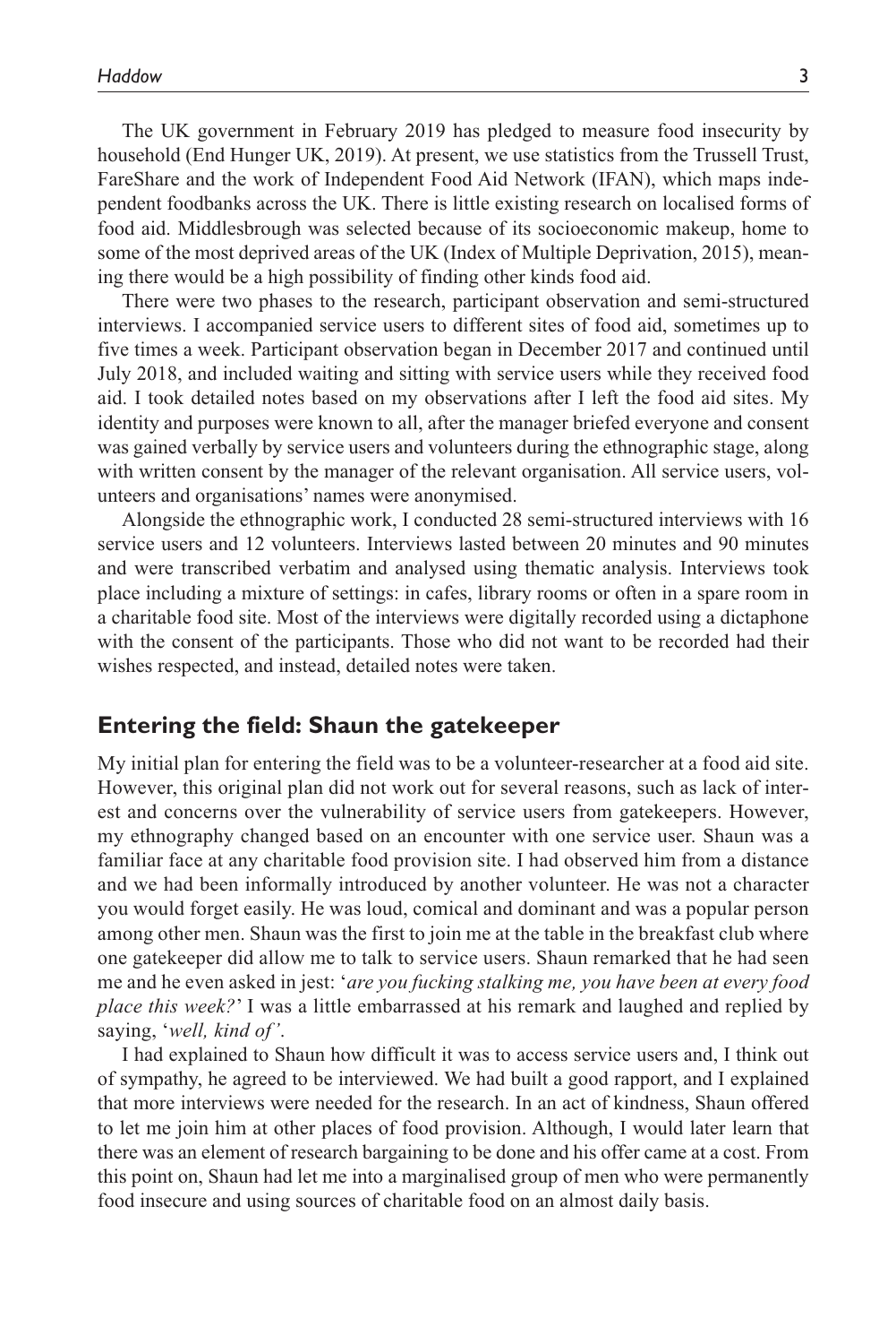The UK government in February 2019 has pledged to measure food insecurity by household (End Hunger UK, 2019). At present, we use statistics from the Trussell Trust, FareShare and the work of Independent Food Aid Network (IFAN), which maps independent foodbanks across the UK. There is little existing research on localised forms of food aid. Middlesbrough was selected because of its socioeconomic makeup, home to some of the most deprived areas of the UK (Index of Multiple Deprivation, 2015), meaning there would be a high possibility of finding other kinds food aid.

There were two phases to the research, participant observation and semi-structured interviews. I accompanied service users to different sites of food aid, sometimes up to five times a week. Participant observation began in December 2017 and continued until July 2018, and included waiting and sitting with service users while they received food aid. I took detailed notes based on my observations after I left the food aid sites. My identity and purposes were known to all, after the manager briefed everyone and consent was gained verbally by service users and volunteers during the ethnographic stage, along with written consent by the manager of the relevant organisation. All service users, volunteers and organisations' names were anonymised.

Alongside the ethnographic work, I conducted 28 semi-structured interviews with 16 service users and 12 volunteers. Interviews lasted between 20 minutes and 90 minutes and were transcribed verbatim and analysed using thematic analysis. Interviews took place including a mixture of settings: in cafes, library rooms or often in a spare room in a charitable food site. Most of the interviews were digitally recorded using a dictaphone with the consent of the participants. Those who did not want to be recorded had their wishes respected, and instead, detailed notes were taken.

## Entering the field: Shaun the gatekeeper

My initial plan for entering the field was to be a volunteer-researcher at a food aid site. However, this original plan did not work out for several reasons, such as lack of interest and concerns over the vulnerability of service users from gatekeepers. However, my ethnography changed based on an encounter with one service user. Shaun was a familiar face at any charitable food provision site. I had observed him from a distance and we had been informally introduced by another volunteer. He was not a character you would forget easily. He was loud, comical and dominant and was a popular person among other men. Shaun was the first to join me at the table in the breakfast club where one gatekeeper did allow me to talk to service users. Shaun remarked that he had seen me and he even asked in jest: '*are you fucking stalking me, you have been at every food place this week?*' I was a little embarrassed at his remark and laughed and replied by saying, '*well, kind of'*.

I had explained to Shaun how difficult it was to access service users and, I think out of sympathy, he agreed to be interviewed. We had built a good rapport, and I explained that more interviews were needed for the research. In an act of kindness, Shaun offered to let me join him at other places of food provision. Although, I would later learn that there was an element of research bargaining to be done and his offer came at a cost. From this point on, Shaun had let me into a marginalised group of men who were permanently food insecure and using sources of charitable food on an almost daily basis.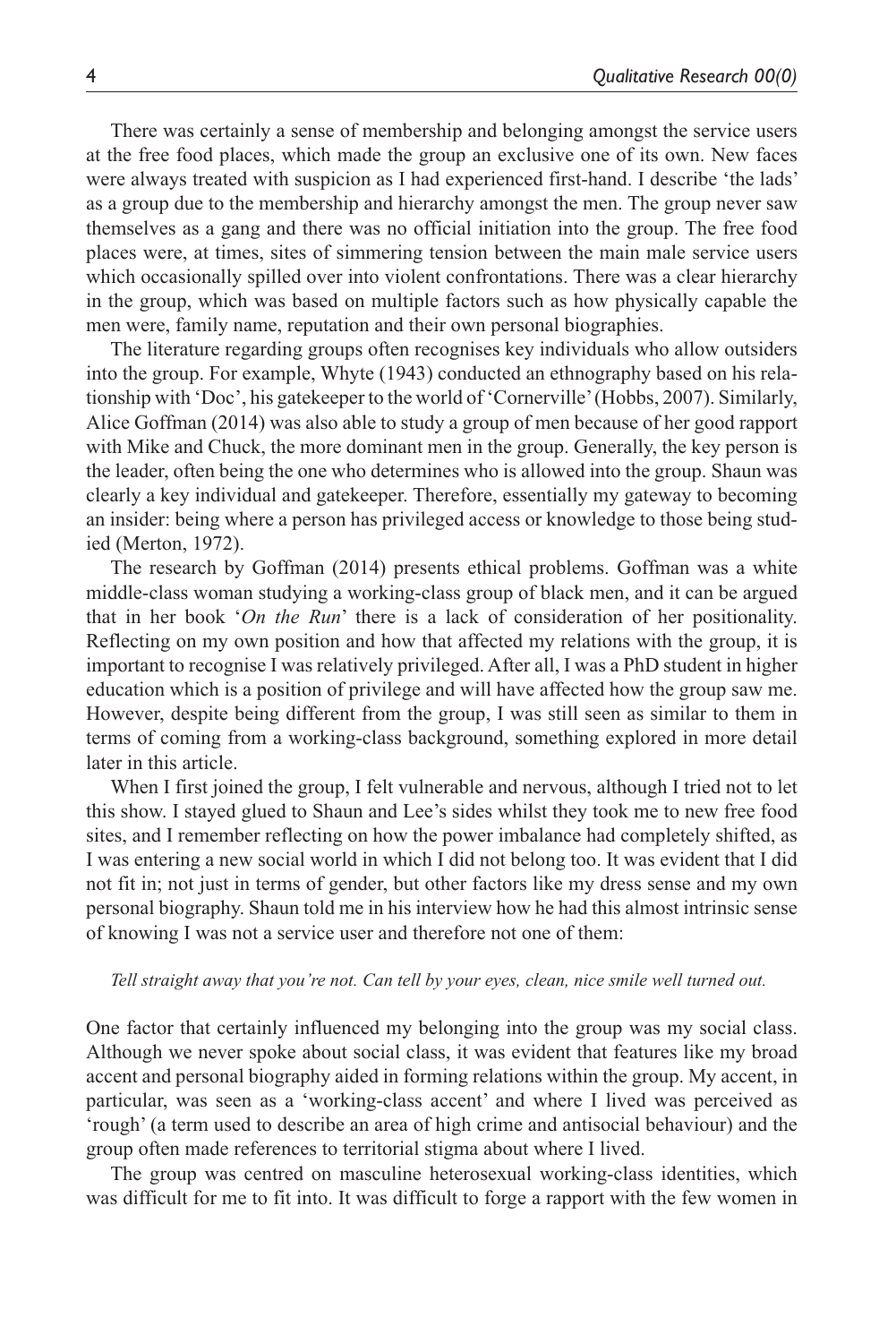There was certainly a sense of membership and belonging amongst the service users at the free food places, which made the group an exclusive one of its own. New faces were always treated with suspicion as I had experienced first-hand. I describe 'the lads' as a group due to the membership and hierarchy amongst the men. The group never saw themselves as a gang and there was no official initiation into the group. The free food places were, at times, sites of simmering tension between the main male service users which occasionally spilled over into violent confrontations. There was a clear hierarchy in the group, which was based on multiple factors such as how physically capable the men were, family name, reputation and their own personal biographies.

The literature regarding groups often recognises key individuals who allow outsiders into the group. For example, Whyte (1943) conducted an ethnography based on his relationship with 'Doc', his gatekeeper to the world of 'Cornerville' (Hobbs, 2007). Similarly, Alice Goffman (2014) was also able to study a group of men because of her good rapport with Mike and Chuck, the more dominant men in the group. Generally, the key person is the leader, often being the one who determines who is allowed into the group. Shaun was clearly a key individual and gatekeeper. Therefore, essentially my gateway to becoming an insider: being where a person has privileged access or knowledge to those being studied (Merton, 1972).

The research by Goffman (2014) presents ethical problems. Goffman was a white middle-class woman studying a working-class group of black men, and it can be argued that in her book '*On the Run*' there is a lack of consideration of her positionality. Reflecting on my own position and how that affected my relations with the group, it is important to recognise I was relatively privileged. After all, I was a PhD student in higher education which is a position of privilege and will have affected how the group saw me. However, despite being different from the group, I was still seen as similar to them in terms of coming from a working-class background, something explored in more detail later in this article.

When I first joined the group, I felt vulnerable and nervous, although I tried not to let this show. I stayed glued to Shaun and Lee's sides whilst they took me to new free food sites, and I remember reflecting on how the power imbalance had completely shifted, as I was entering a new social world in which I did not belong too. It was evident that I did not fit in; not just in terms of gender, but other factors like my dress sense and my own personal biography. Shaun told me in his interview how he had this almost intrinsic sense of knowing I was not a service user and therefore not one of them:

> *Tell straight away that you're not. Can tell by your eyes, clean, nice smile well turned out.*

One factor that certainly influenced my belonging into the group was my social class. Although we never spoke about social class, it was evident that features like my broad accent and personal biography aided in forming relations within the group. My accent, in particular, was seen as a 'working-class accent' and where I lived was perceived as 'rough' (a term used to describe an area of high crime and antisocial behaviour) and the group often made references to territorial stigma about where I lived.

The group was centred on masculine heterosexual working-class identities, which was difficult for me to fit into. It was difficult to forge a rapport with the few women in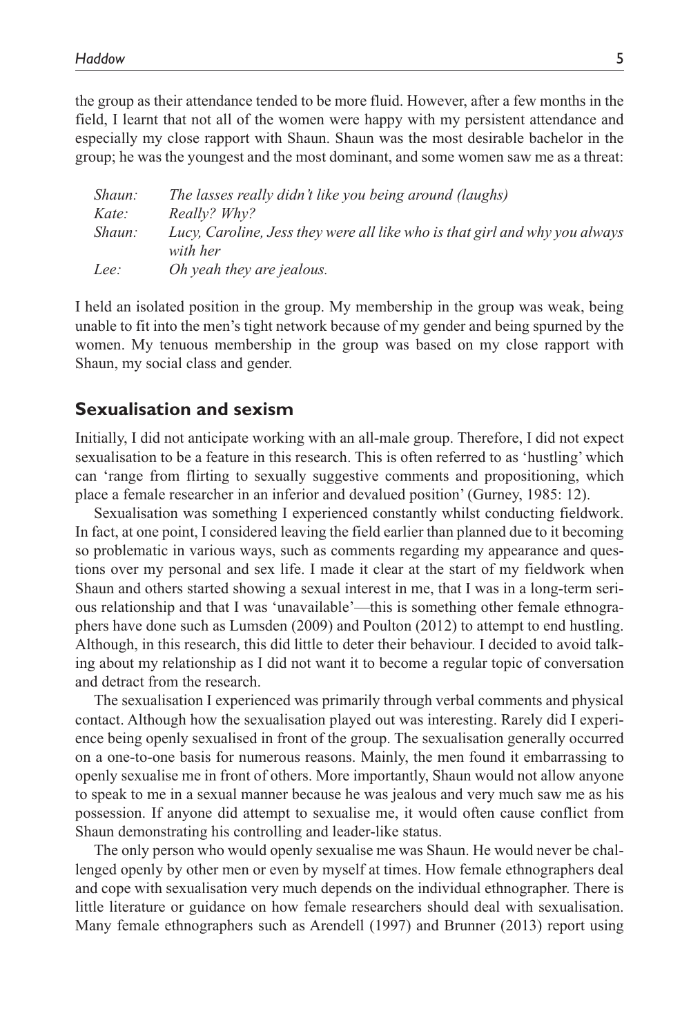the group as their attendance tended to be more fluid. However, after a few months in the field, I learnt that not all of the women were happy with my persistent attendance and especially my close rapport with Shaun. Shaun was the most desirable bachelor in the group; he was the youngest and the most dominant, and some women saw me as a threat:

*Shaun:* *The lasses really didn't like you being around (laughs)*
*Kate:* *Really? Why?*
*Shaun:* *Lucy, Caroline, Jess they were all like who is that girl and why you always with her*
*Lee:* *Oh yeah they are jealous.*

I held an isolated position in the group. My membership in the group was weak, being unable to fit into the men's tight network because of my gender and being spurned by the women. My tenuous membership in the group was based on my close rapport with Shaun, my social class and gender.

## Sexualisation and sexism

Initially, I did not anticipate working with an all-male group. Therefore, I did not expect sexualisation to be a feature in this research. This is often referred to as 'hustling' which can 'range from flirting to sexually suggestive comments and propositioning, which place a female researcher in an inferior and devalued position' (Gurney, 1985: 12).

Sexualisation was something I experienced constantly whilst conducting fieldwork. In fact, at one point, I considered leaving the field earlier than planned due to it becoming so problematic in various ways, such as comments regarding my appearance and questions over my personal and sex life. I made it clear at the start of my fieldwork when Shaun and others started showing a sexual interest in me, that I was in a long-term serious relationship and that I was 'unavailable'—this is something other female ethnographers have done such as Lumsden (2009) and Poulton (2012) to attempt to end hustling. Although, in this research, this did little to deter their behaviour. I decided to avoid talking about my relationship as I did not want it to become a regular topic of conversation and detract from the research.

The sexualisation I experienced was primarily through verbal comments and physical contact. Although how the sexualisation played out was interesting. Rarely did I experience being openly sexualised in front of the group. The sexualisation generally occurred on a one-to-one basis for numerous reasons. Mainly, the men found it embarrassing to openly sexualise me in front of others. More importantly, Shaun would not allow anyone to speak to me in a sexual manner because he was jealous and very much saw me as his possession. If anyone did attempt to sexualise me, it would often cause conflict from Shaun demonstrating his controlling and leader-like status.

The only person who would openly sexualise me was Shaun. He would never be challenged openly by other men or even by myself at times. How female ethnographers deal and cope with sexualisation very much depends on the individual ethnographer. There is little literature or guidance on how female researchers should deal with sexualisation. Many female ethnographers such as Arendell (1997) and Brunner (2013) report using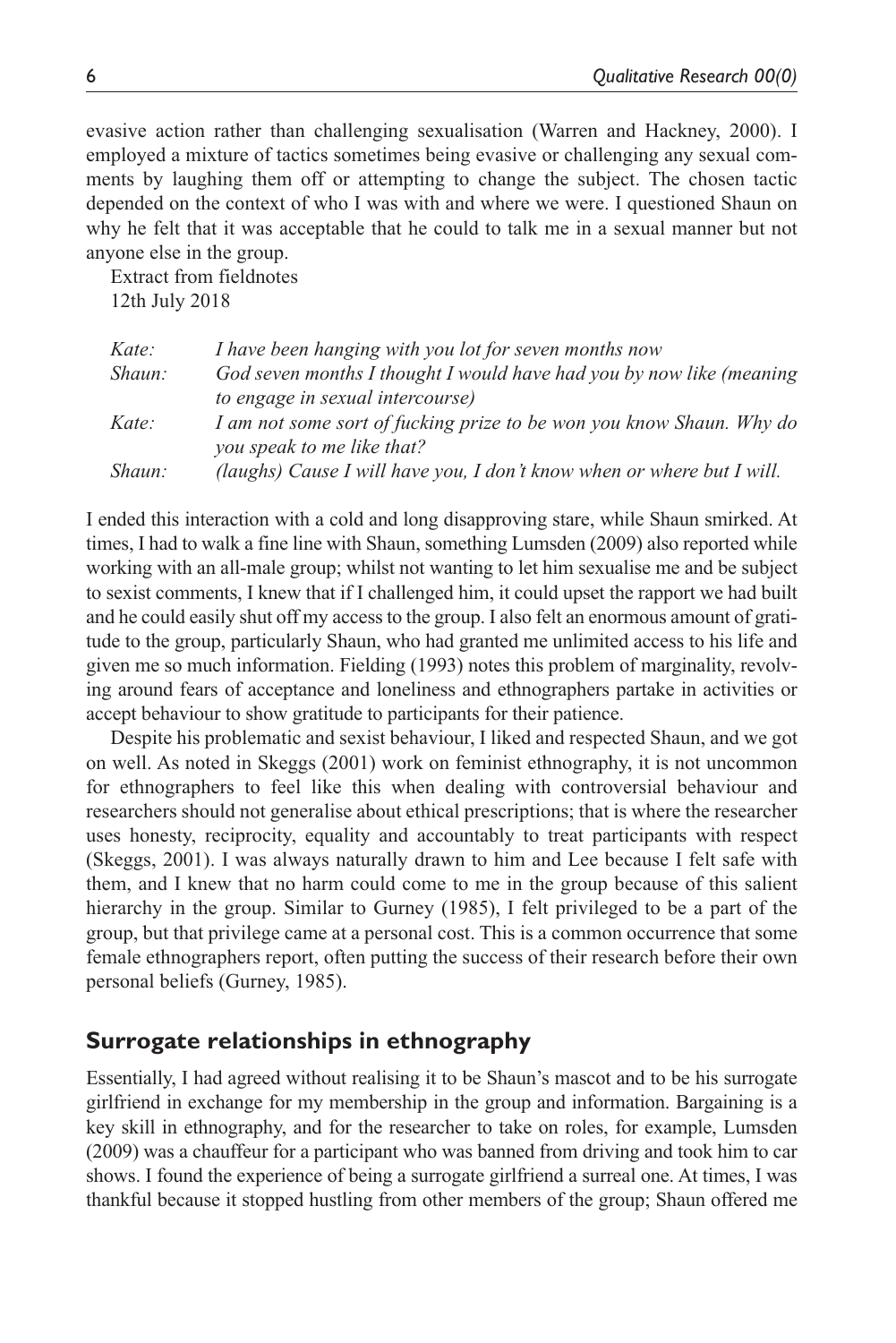evasive action rather than challenging sexualisation (Warren and Hackney, 2000). I employed a mixture of tactics sometimes being evasive or challenging any sexual comments by laughing them off or attempting to change the subject. The chosen tactic depended on the context of who I was with and where we were. I questioned Shaun on why he felt that it was acceptable that he could to talk me in a sexual manner but not anyone else in the group.

Extract from fieldnotes
12th July 2018

| | |
|---|---|
| *Kate:* | *I have been hanging with you lot for seven months now* |
| *Shaun:* | *God seven months I thought I would have had you by now like (meaning to engage in sexual intercourse)* |
| *Kate:* | *I am not some sort of fucking prize to be won you know Shaun. Why do you speak to me like that?* |
| *Shaun:* | *(laughs) Cause I will have you, I don't know when or where but I will.* |

I ended this interaction with a cold and long disapproving stare, while Shaun smirked. At times, I had to walk a fine line with Shaun, something Lumsden (2009) also reported while working with an all-male group; whilst not wanting to let him sexualise me and be subject to sexist comments, I knew that if I challenged him, it could upset the rapport we had built and he could easily shut off my access to the group. I also felt an enormous amount of gratitude to the group, particularly Shaun, who had granted me unlimited access to his life and given me so much information. Fielding (1993) notes this problem of marginality, revolving around fears of acceptance and loneliness and ethnographers partake in activities or accept behaviour to show gratitude to participants for their patience.

Despite his problematic and sexist behaviour, I liked and respected Shaun, and we got on well. As noted in Skeggs (2001) work on feminist ethnography, it is not uncommon for ethnographers to feel like this when dealing with controversial behaviour and researchers should not generalise about ethical prescriptions; that is where the researcher uses honesty, reciprocity, equality and accountably to treat participants with respect (Skeggs, 2001). I was always naturally drawn to him and Lee because I felt safe with them, and I knew that no harm could come to me in the group because of this salient hierarchy in the group. Similar to Gurney (1985), I felt privileged to be a part of the group, but that privilege came at a personal cost. This is a common occurrence that some female ethnographers report, often putting the success of their research before their own personal beliefs (Gurney, 1985).

## Surrogate relationships in ethnography

Essentially, I had agreed without realising it to be Shaun's mascot and to be his surrogate girlfriend in exchange for my membership in the group and information. Bargaining is a key skill in ethnography, and for the researcher to take on roles, for example, Lumsden (2009) was a chauffeur for a participant who was banned from driving and took him to car shows. I found the experience of being a surrogate girlfriend a surreal one. At times, I was thankful because it stopped hustling from other members of the group; Shaun offered me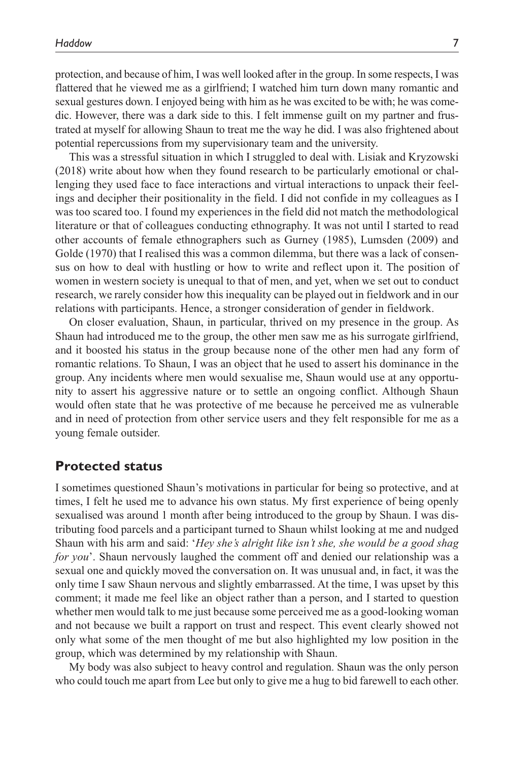protection, and because of him, I was well looked after in the group. In some respects, I was flattered that he viewed me as a girlfriend; I watched him turn down many romantic and sexual gestures down. I enjoyed being with him as he was excited to be with; he was comedic. However, there was a dark side to this. I felt immense guilt on my partner and frustrated at myself for allowing Shaun to treat me the way he did. I was also frightened about potential repercussions from my supervisionary team and the university.

This was a stressful situation in which I struggled to deal with. Lisiak and Kryzowski (2018) write about how when they found research to be particularly emotional or challenging they used face to face interactions and virtual interactions to unpack their feelings and decipher their positionality in the field. I did not confide in my colleagues as I was too scared too. I found my experiences in the field did not match the methodological literature or that of colleagues conducting ethnography. It was not until I started to read other accounts of female ethnographers such as Gurney (1985), Lumsden (2009) and Golde (1970) that I realised this was a common dilemma, but there was a lack of consensus on how to deal with hustling or how to write and reflect upon it. The position of women in western society is unequal to that of men, and yet, when we set out to conduct research, we rarely consider how this inequality can be played out in fieldwork and in our relations with participants. Hence, a stronger consideration of gender in fieldwork.

On closer evaluation, Shaun, in particular, thrived on my presence in the group. As Shaun had introduced me to the group, the other men saw me as his surrogate girlfriend, and it boosted his status in the group because none of the other men had any form of romantic relations. To Shaun, I was an object that he used to assert his dominance in the group. Any incidents where men would sexualise me, Shaun would use at any opportunity to assert his aggressive nature or to settle an ongoing conflict. Although Shaun would often state that he was protective of me because he perceived me as vulnerable and in need of protection from other service users and they felt responsible for me as a young female outsider.

## Protected status

I sometimes questioned Shaun's motivations in particular for being so protective, and at times, I felt he used me to advance his own status. My first experience of being openly sexualised was around 1 month after being introduced to the group by Shaun. I was distributing food parcels and a participant turned to Shaun whilst looking at me and nudged Shaun with his arm and said: '*Hey she's alright like isn't she, she would be a good shag for you*'. Shaun nervously laughed the comment off and denied our relationship was a sexual one and quickly moved the conversation on. It was unusual and, in fact, it was the only time I saw Shaun nervous and slightly embarrassed. At the time, I was upset by this comment; it made me feel like an object rather than a person, and I started to question whether men would talk to me just because some perceived me as a good-looking woman and not because we built a rapport on trust and respect. This event clearly showed not only what some of the men thought of me but also highlighted my low position in the group, which was determined by my relationship with Shaun.

My body was also subject to heavy control and regulation. Shaun was the only person who could touch me apart from Lee but only to give me a hug to bid farewell to each other.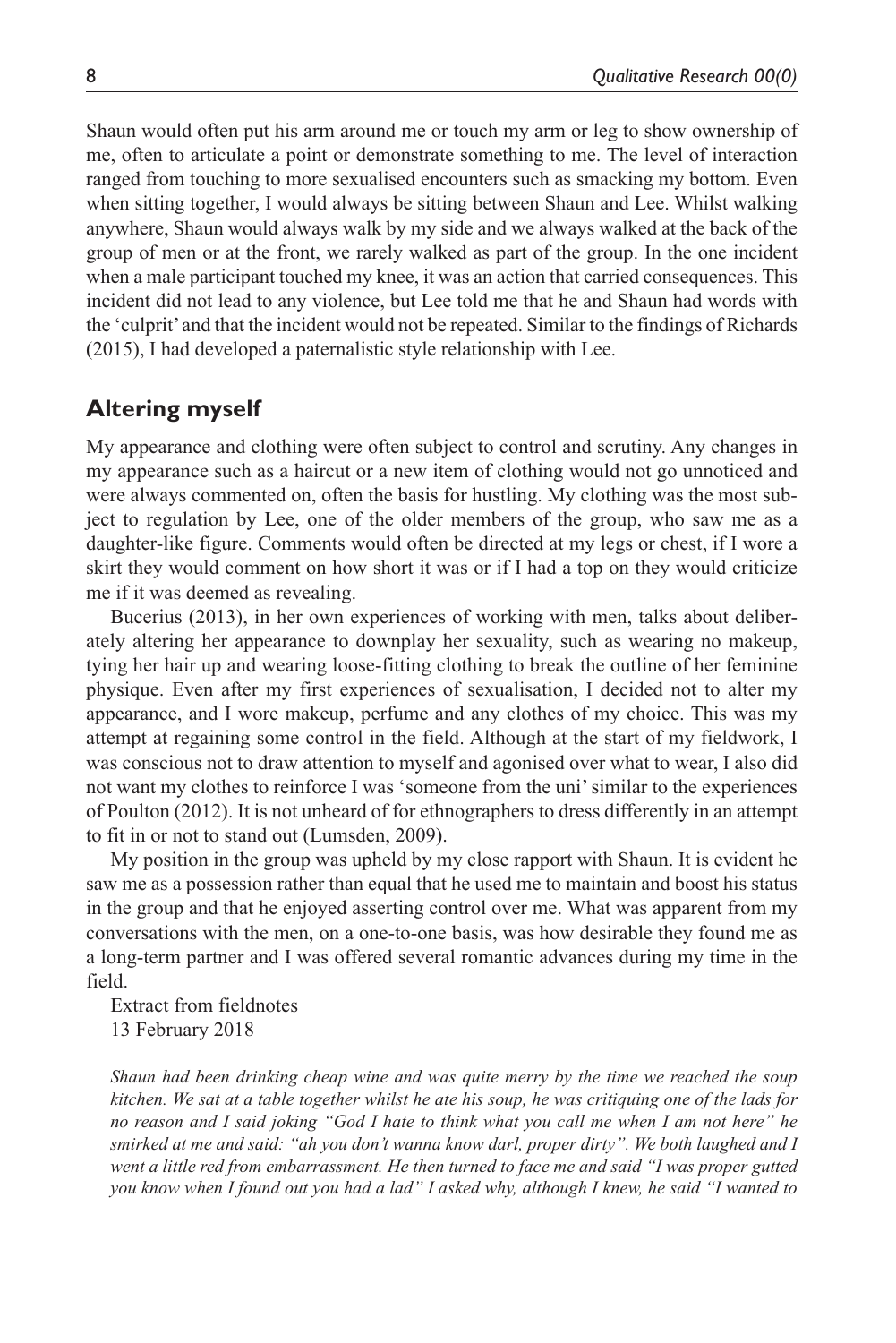Shaun would often put his arm around me or touch my arm or leg to show ownership of me, often to articulate a point or demonstrate something to me. The level of interaction ranged from touching to more sexualised encounters such as smacking my bottom. Even when sitting together, I would always be sitting between Shaun and Lee. Whilst walking anywhere, Shaun would always walk by my side and we always walked at the back of the group of men or at the front, we rarely walked as part of the group. In the one incident when a male participant touched my knee, it was an action that carried consequences. This incident did not lead to any violence, but Lee told me that he and Shaun had words with the 'culprit' and that the incident would not be repeated. Similar to the findings of Richards (2015), I had developed a paternalistic style relationship with Lee.

## Altering myself

My appearance and clothing were often subject to control and scrutiny. Any changes in my appearance such as a haircut or a new item of clothing would not go unnoticed and were always commented on, often the basis for hustling. My clothing was the most subject to regulation by Lee, one of the older members of the group, who saw me as a daughter-like figure. Comments would often be directed at my legs or chest, if I wore a skirt they would comment on how short it was or if I had a top on they would criticize me if it was deemed as revealing.

Bucerius (2013), in her own experiences of working with men, talks about deliberately altering her appearance to downplay her sexuality, such as wearing no makeup, tying her hair up and wearing loose-fitting clothing to break the outline of her feminine physique. Even after my first experiences of sexualisation, I decided not to alter my appearance, and I wore makeup, perfume and any clothes of my choice. This was my attempt at regaining some control in the field. Although at the start of my fieldwork, I was conscious not to draw attention to myself and agonised over what to wear, I also did not want my clothes to reinforce I was 'someone from the uni' similar to the experiences of Poulton (2012). It is not unheard of for ethnographers to dress differently in an attempt to fit in or not to stand out (Lumsden, 2009).

My position in the group was upheld by my close rapport with Shaun. It is evident he saw me as a possession rather than equal that he used me to maintain and boost his status in the group and that he enjoyed asserting control over me. What was apparent from my conversations with the men, on a one-to-one basis, was how desirable they found me as a long-term partner and I was offered several romantic advances during my time in the field.

Extract from fieldnotes
13 February 2018

*Shaun had been drinking cheap wine and was quite merry by the time we reached the soup kitchen. We sat at a table together whilst he ate his soup, he was critiquing one of the lads for no reason and I said joking "God I hate to think what you call me when I am not here" he smirked at me and said: "ah you don't wanna know darl, proper dirty". We both laughed and I went a little red from embarrassment. He then turned to face me and said "I was proper gutted you know when I found out you had a lad" I asked why, although I knew, he said "I wanted to*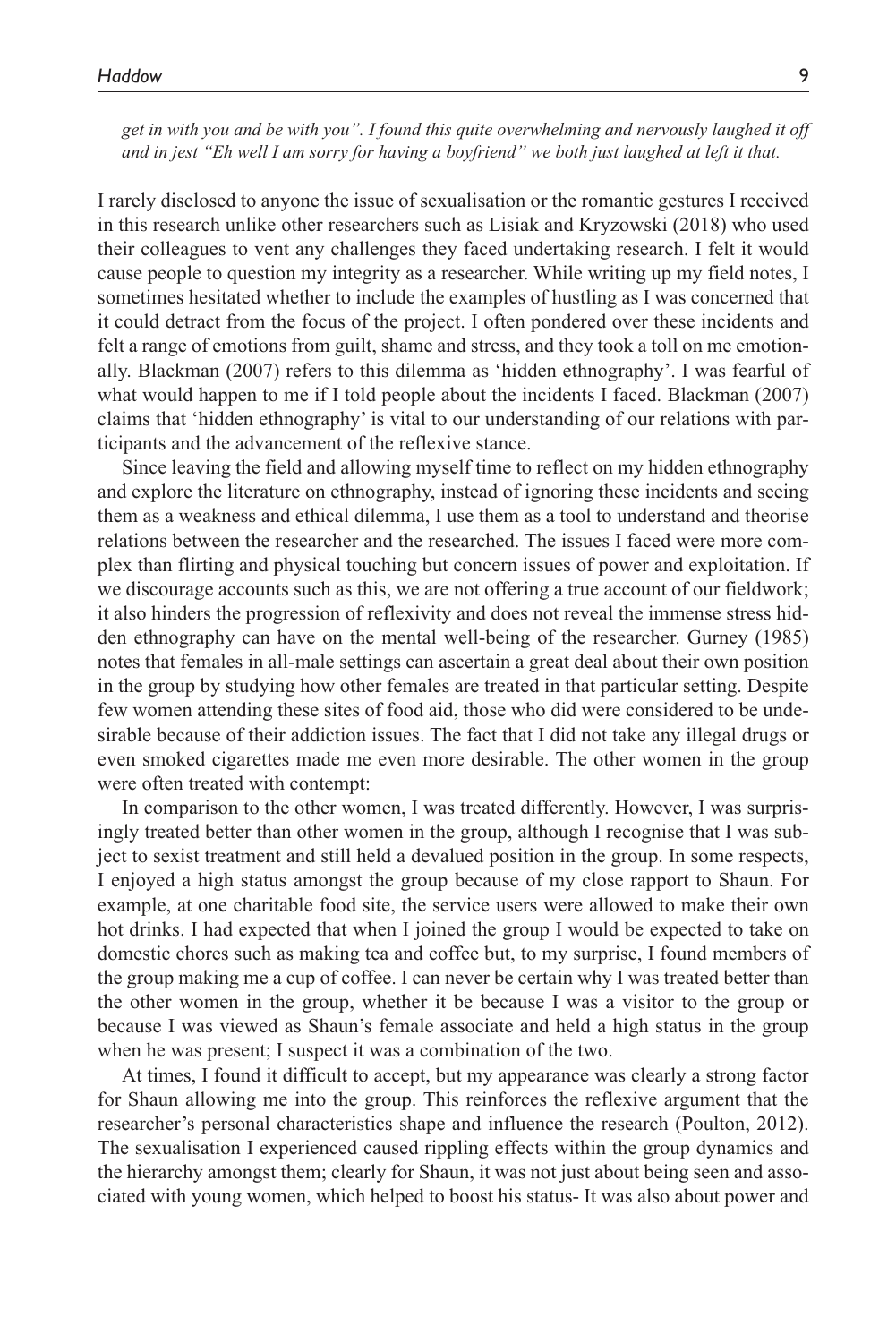*get in with you and be with you". I found this quite overwhelming and nervously laughed it off and in jest "Eh well I am sorry for having a boyfriend" we both just laughed at left it that.*

I rarely disclosed to anyone the issue of sexualisation or the romantic gestures I received in this research unlike other researchers such as Lisiak and Kryzowski (2018) who used their colleagues to vent any challenges they faced undertaking research. I felt it would cause people to question my integrity as a researcher. While writing up my field notes, I sometimes hesitated whether to include the examples of hustling as I was concerned that it could detract from the focus of the project. I often pondered over these incidents and felt a range of emotions from guilt, shame and stress, and they took a toll on me emotionally. Blackman (2007) refers to this dilemma as 'hidden ethnography'. I was fearful of what would happen to me if I told people about the incidents I faced. Blackman (2007) claims that 'hidden ethnography' is vital to our understanding of our relations with participants and the advancement of the reflexive stance.

Since leaving the field and allowing myself time to reflect on my hidden ethnography and explore the literature on ethnography, instead of ignoring these incidents and seeing them as a weakness and ethical dilemma, I use them as a tool to understand and theorise relations between the researcher and the researched. The issues I faced were more complex than flirting and physical touching but concern issues of power and exploitation. If we discourage accounts such as this, we are not offering a true account of our fieldwork; it also hinders the progression of reflexivity and does not reveal the immense stress hidden ethnography can have on the mental well-being of the researcher. Gurney (1985) notes that females in all-male settings can ascertain a great deal about their own position in the group by studying how other females are treated in that particular setting. Despite few women attending these sites of food aid, those who did were considered to be undesirable because of their addiction issues. The fact that I did not take any illegal drugs or even smoked cigarettes made me even more desirable. The other women in the group were often treated with contempt:

In comparison to the other women, I was treated differently. However, I was surprisingly treated better than other women in the group, although I recognise that I was subject to sexist treatment and still held a devalued position in the group. In some respects, I enjoyed a high status amongst the group because of my close rapport to Shaun. For example, at one charitable food site, the service users were allowed to make their own hot drinks. I had expected that when I joined the group I would be expected to take on domestic chores such as making tea and coffee but, to my surprise, I found members of the group making me a cup of coffee. I can never be certain why I was treated better than the other women in the group, whether it be because I was a visitor to the group or because I was viewed as Shaun's female associate and held a high status in the group when he was present; I suspect it was a combination of the two.

At times, I found it difficult to accept, but my appearance was clearly a strong factor for Shaun allowing me into the group. This reinforces the reflexive argument that the researcher's personal characteristics shape and influence the research (Poulton, 2012). The sexualisation I experienced caused rippling effects within the group dynamics and the hierarchy amongst them; clearly for Shaun, it was not just about being seen and associated with young women, which helped to boost his status- It was also about power and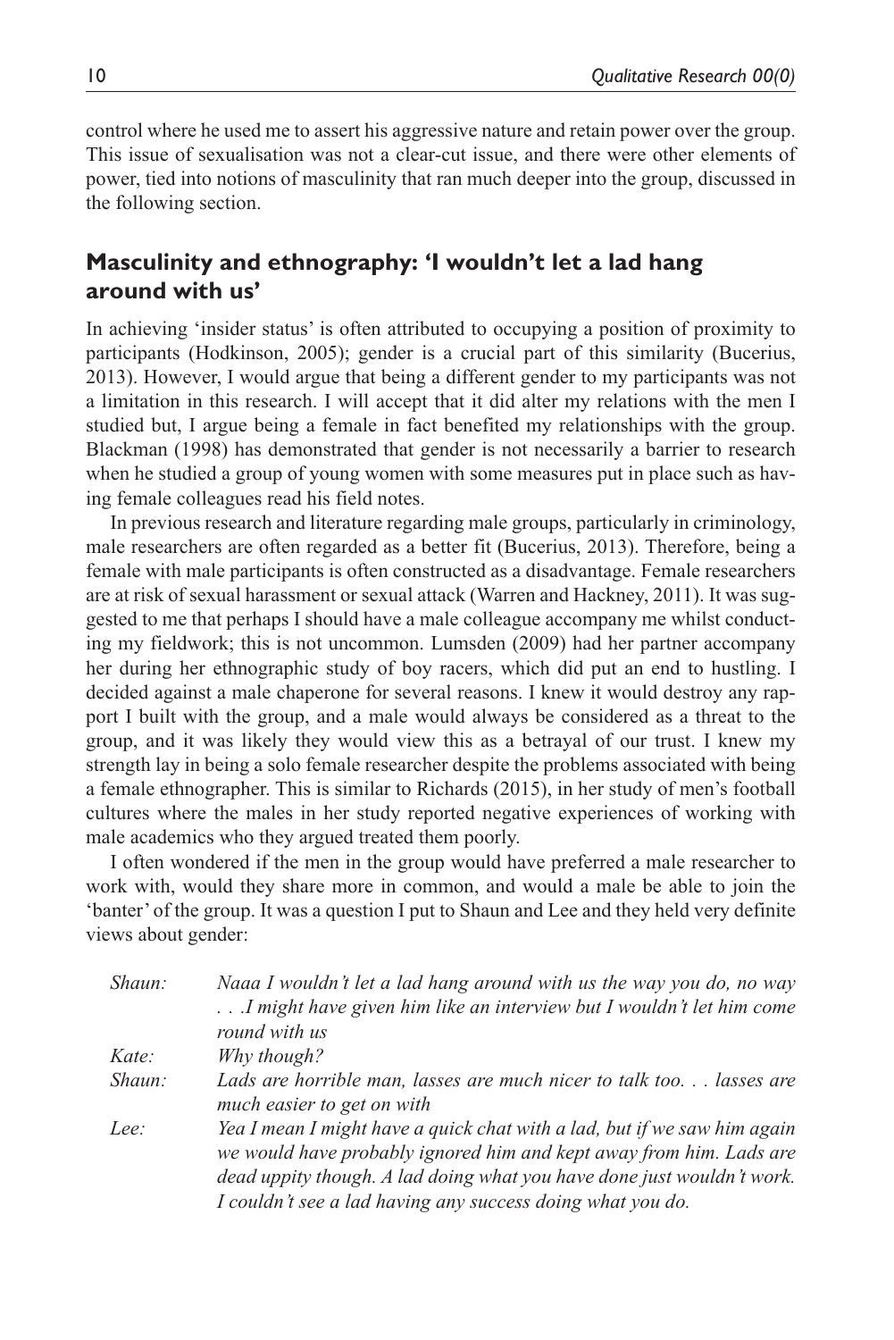control where he used me to assert his aggressive nature and retain power over the group. This issue of sexualisation was not a clear-cut issue, and there were other elements of power, tied into notions of masculinity that ran much deeper into the group, discussed in the following section.

## Masculinity and ethnography: 'I wouldn't let a lad hang around with us'

In achieving 'insider status' is often attributed to occupying a position of proximity to participants (Hodkinson, 2005); gender is a crucial part of this similarity (Bucerius, 2013). However, I would argue that being a different gender to my participants was not a limitation in this research. I will accept that it did alter my relations with the men I studied but, I argue being a female in fact benefited my relationships with the group. Blackman (1998) has demonstrated that gender is not necessarily a barrier to research when he studied a group of young women with some measures put in place such as having female colleagues read his field notes.

In previous research and literature regarding male groups, particularly in criminology, male researchers are often regarded as a better fit (Bucerius, 2013). Therefore, being a female with male participants is often constructed as a disadvantage. Female researchers are at risk of sexual harassment or sexual attack (Warren and Hackney, 2011). It was suggested to me that perhaps I should have a male colleague accompany me whilst conducting my fieldwork; this is not uncommon. Lumsden (2009) had her partner accompany her during her ethnographic study of boy racers, which did put an end to hustling. I decided against a male chaperone for several reasons. I knew it would destroy any rapport I built with the group, and a male would always be considered as a threat to the group, and it was likely they would view this as a betrayal of our trust. I knew my strength lay in being a solo female researcher despite the problems associated with being a female ethnographer. This is similar to Richards (2015), in her study of men's football cultures where the males in her study reported negative experiences of working with male academics who they argued treated them poorly.

I often wondered if the men in the group would have preferred a male researcher to work with, would they share more in common, and would a male be able to join the 'banter' of the group. It was a question I put to Shaun and Lee and they held very definite views about gender:

> *Shaun:* *Naaa I wouldn't let a lad hang around with us the way you do, no way . . .I might have given him like an interview but I wouldn't let him come round with us*
>
> *Kate:* *Why though?*
>
> *Shaun:* *Lads are horrible man, lasses are much nicer to talk too. . . lasses are much easier to get on with*
>
> *Lee:* *Yea I mean I might have a quick chat with a lad, but if we saw him again we would have probably ignored him and kept away from him. Lads are dead uppity though. A lad doing what you have done just wouldn't work. I couldn't see a lad having any success doing what you do.*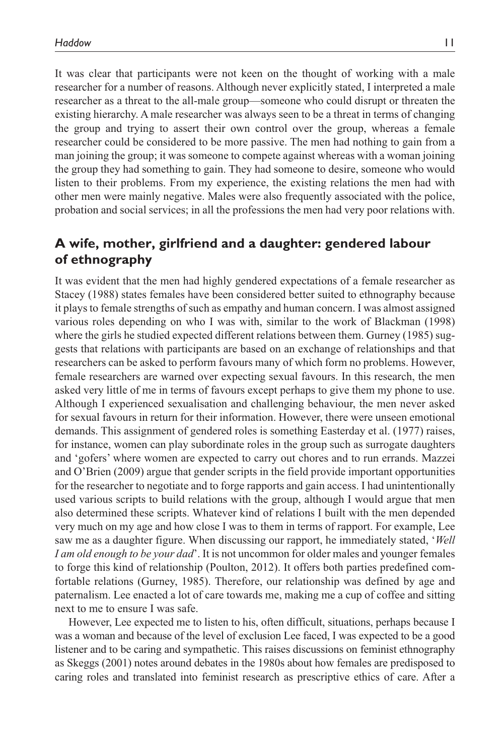It was clear that participants were not keen on the thought of working with a male researcher for a number of reasons. Although never explicitly stated, I interpreted a male researcher as a threat to the all-male group—someone who could disrupt or threaten the existing hierarchy. A male researcher was always seen to be a threat in terms of changing the group and trying to assert their own control over the group, whereas a female researcher could be considered to be more passive. The men had nothing to gain from a man joining the group; it was someone to compete against whereas with a woman joining the group they had something to gain. They had someone to desire, someone who would listen to their problems. From my experience, the existing relations the men had with other men were mainly negative. Males were also frequently associated with the police, probation and social services; in all the professions the men had very poor relations with.

## A wife, mother, girlfriend and a daughter: gendered labour of ethnography

It was evident that the men had highly gendered expectations of a female researcher as Stacey (1988) states females have been considered better suited to ethnography because it plays to female strengths of such as empathy and human concern. I was almost assigned various roles depending on who I was with, similar to the work of Blackman (1998) where the girls he studied expected different relations between them. Gurney (1985) suggests that relations with participants are based on an exchange of relationships and that researchers can be asked to perform favours many of which form no problems. However, female researchers are warned over expecting sexual favours. In this research, the men asked very little of me in terms of favours except perhaps to give them my phone to use. Although I experienced sexualisation and challenging behaviour, the men never asked for sexual favours in return for their information. However, there were unseen emotional demands. This assignment of gendered roles is something Easterday et al. (1977) raises, for instance, women can play subordinate roles in the group such as surrogate daughters and 'gofers' where women are expected to carry out chores and to run errands. Mazzei and O'Brien (2009) argue that gender scripts in the field provide important opportunities for the researcher to negotiate and to forge rapports and gain access. I had unintentionally used various scripts to build relations with the group, although I would argue that men also determined these scripts. Whatever kind of relations I built with the men depended very much on my age and how close I was to them in terms of rapport. For example, Lee saw me as a daughter figure. When discussing our rapport, he immediately stated, '*Well I am old enough to be your dad*'. It is not uncommon for older males and younger females to forge this kind of relationship (Poulton, 2012). It offers both parties predefined comfortable relations (Gurney, 1985). Therefore, our relationship was defined by age and paternalism. Lee enacted a lot of care towards me, making me a cup of coffee and sitting next to me to ensure I was safe.

However, Lee expected me to listen to his, often difficult, situations, perhaps because I was a woman and because of the level of exclusion Lee faced, I was expected to be a good listener and to be caring and sympathetic. This raises discussions on feminist ethnography as Skeggs (2001) notes around debates in the 1980s about how females are predisposed to caring roles and translated into feminist research as prescriptive ethics of care. After a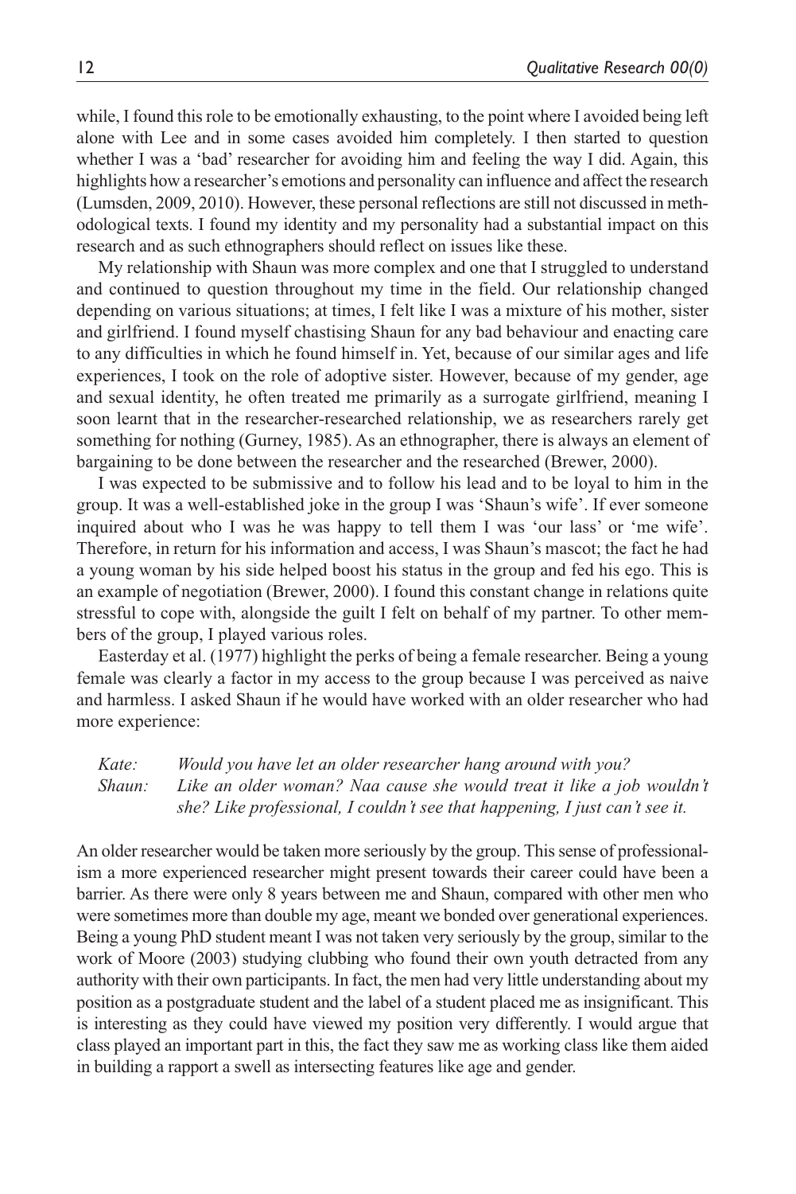while, I found this role to be emotionally exhausting, to the point where I avoided being left alone with Lee and in some cases avoided him completely. I then started to question whether I was a 'bad' researcher for avoiding him and feeling the way I did. Again, this highlights how a researcher's emotions and personality can influence and affect the research (Lumsden, 2009, 2010). However, these personal reflections are still not discussed in methodological texts. I found my identity and my personality had a substantial impact on this research and as such ethnographers should reflect on issues like these.

My relationship with Shaun was more complex and one that I struggled to understand and continued to question throughout my time in the field. Our relationship changed depending on various situations; at times, I felt like I was a mixture of his mother, sister and girlfriend. I found myself chastising Shaun for any bad behaviour and enacting care to any difficulties in which he found himself in. Yet, because of our similar ages and life experiences, I took on the role of adoptive sister. However, because of my gender, age and sexual identity, he often treated me primarily as a surrogate girlfriend, meaning I soon learnt that in the researcher-researched relationship, we as researchers rarely get something for nothing (Gurney, 1985). As an ethnographer, there is always an element of bargaining to be done between the researcher and the researched (Brewer, 2000).

I was expected to be submissive and to follow his lead and to be loyal to him in the group. It was a well-established joke in the group I was 'Shaun's wife'. If ever someone inquired about who I was he was happy to tell them I was 'our lass' or 'me wife'. Therefore, in return for his information and access, I was Shaun's mascot; the fact he had a young woman by his side helped boost his status in the group and fed his ego. This is an example of negotiation (Brewer, 2000). I found this constant change in relations quite stressful to cope with, alongside the guilt I felt on behalf of my partner. To other members of the group, I played various roles.

Easterday et al. (1977) highlight the perks of being a female researcher. Being a young female was clearly a factor in my access to the group because I was perceived as naive and harmless. I asked Shaun if he would have worked with an older researcher who had more experience:

> *Kate:* *Would you have let an older researcher hang around with you?*
>
> *Shaun:* *Like an older woman? Naa cause she would treat it like a job wouldn't she? Like professional, I couldn't see that happening, I just can't see it.*

An older researcher would be taken more seriously by the group. This sense of professionalism a more experienced researcher might present towards their career could have been a barrier. As there were only 8 years between me and Shaun, compared with other men who were sometimes more than double my age, meant we bonded over generational experiences. Being a young PhD student meant I was not taken very seriously by the group, similar to the work of Moore (2003) studying clubbing who found their own youth detracted from any authority with their own participants. In fact, the men had very little understanding about my position as a postgraduate student and the label of a student placed me as insignificant. This is interesting as they could have viewed my position very differently. I would argue that class played an important part in this, the fact they saw me as working class like them aided in building a rapport a swell as intersecting features like age and gender.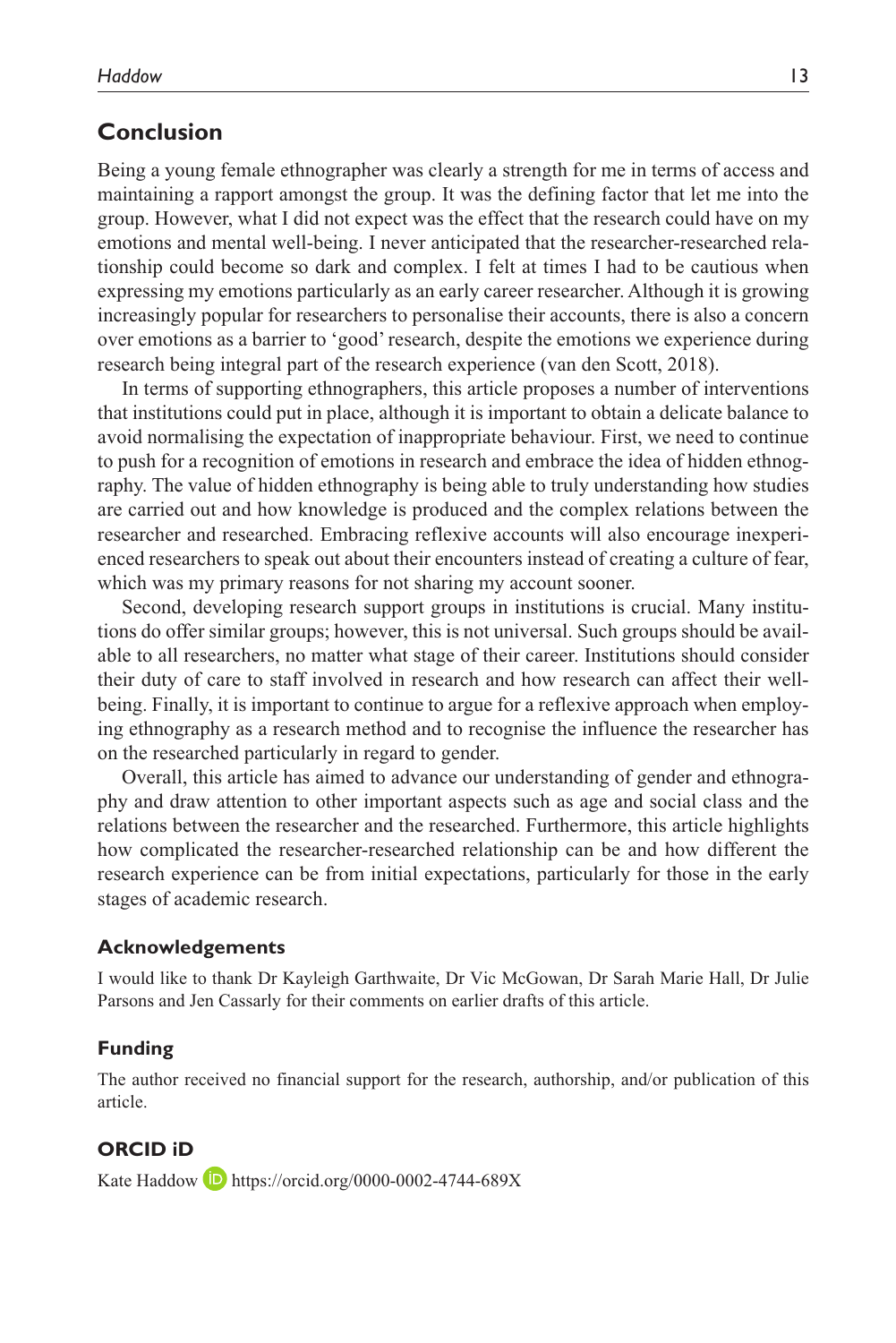## Conclusion

Being a young female ethnographer was clearly a strength for me in terms of access and maintaining a rapport amongst the group. It was the defining factor that let me into the group. However, what I did not expect was the effect that the research could have on my emotions and mental well-being. I never anticipated that the researcher-researched relationship could become so dark and complex. I felt at times I had to be cautious when expressing my emotions particularly as an early career researcher. Although it is growing increasingly popular for researchers to personalise their accounts, there is also a concern over emotions as a barrier to 'good' research, despite the emotions we experience during research being integral part of the research experience (van den Scott, 2018).

In terms of supporting ethnographers, this article proposes a number of interventions that institutions could put in place, although it is important to obtain a delicate balance to avoid normalising the expectation of inappropriate behaviour. First, we need to continue to push for a recognition of emotions in research and embrace the idea of hidden ethnography. The value of hidden ethnography is being able to truly understanding how studies are carried out and how knowledge is produced and the complex relations between the researcher and researched. Embracing reflexive accounts will also encourage inexperienced researchers to speak out about their encounters instead of creating a culture of fear, which was my primary reasons for not sharing my account sooner.

Second, developing research support groups in institutions is crucial. Many institutions do offer similar groups; however, this is not universal. Such groups should be available to all researchers, no matter what stage of their career. Institutions should consider their duty of care to staff involved in research and how research can affect their well-being. Finally, it is important to continue to argue for a reflexive approach when employing ethnography as a research method and to recognise the influence the researcher has on the researched particularly in regard to gender.

Overall, this article has aimed to advance our understanding of gender and ethnography and draw attention to other important aspects such as age and social class and the relations between the researcher and the researched. Furthermore, this article highlights how complicated the researcher-researched relationship can be and how different the research experience can be from initial expectations, particularly for those in the early stages of academic research.

### Acknowledgements

I would like to thank Dr Kayleigh Garthwaite, Dr Vic McGowan, Dr Sarah Marie Hall, Dr Julie Parsons and Jen Cassarly for their comments on earlier drafts of this article.

### Funding

The author received no financial support for the research, authorship, and/or publication of this article.

### ORCID iD

Kate Haddow https://orcid.org/0000-0002-4744-689X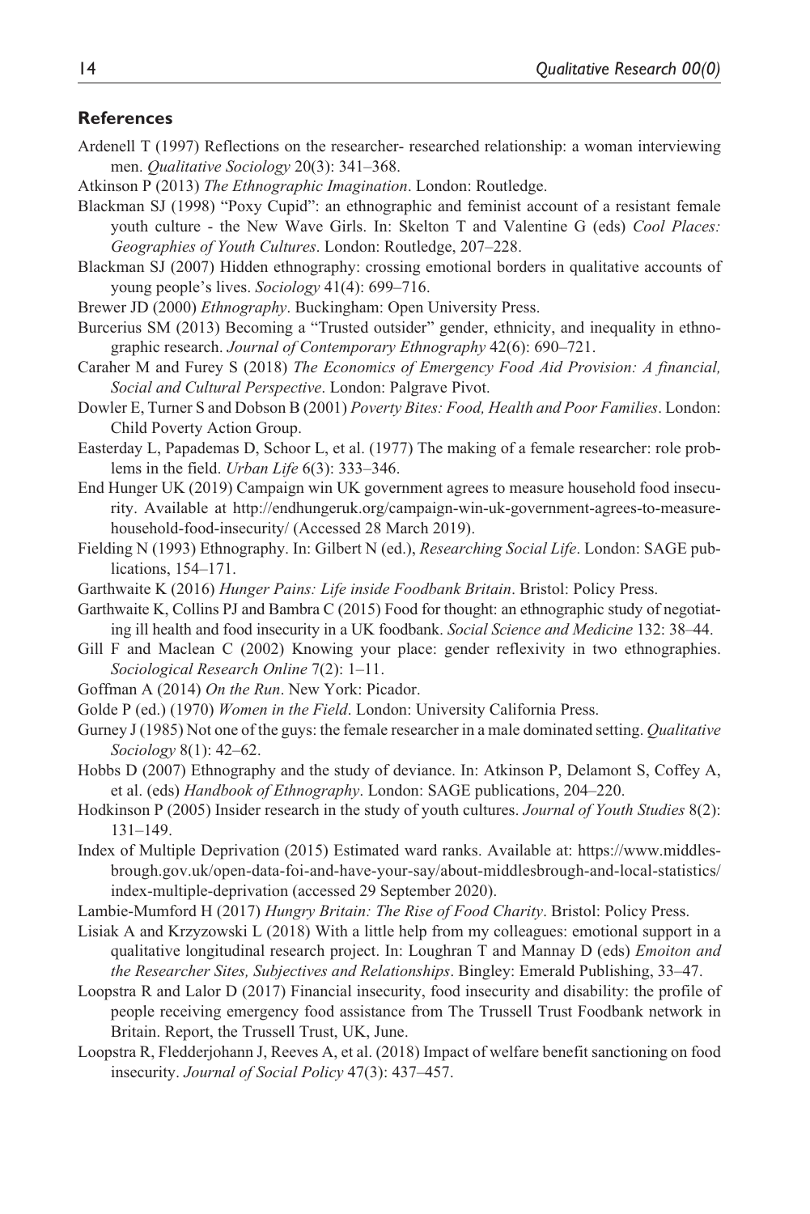### References

Ardenell T (1997) Reflections on the researcher- researched relationship: a woman interviewing men. *Qualitative Sociology* 20(3): 341–368.

Atkinson P (2013) *The Ethnographic Imagination*. London: Routledge.

Blackman SJ (1998) "Poxy Cupid": an ethnographic and feminist account of a resistant female youth culture - the New Wave Girls. In: Skelton T and Valentine G (eds) *Cool Places: Geographies of Youth Cultures*. London: Routledge, 207–228.

Blackman SJ (2007) Hidden ethnography: crossing emotional borders in qualitative accounts of young people's lives. *Sociology* 41(4): 699–716.

Brewer JD (2000) *Ethnography*. Buckingham: Open University Press.

Burcerius SM (2013) Becoming a "Trusted outsider" gender, ethnicity, and inequality in ethnographic research. *Journal of Contemporary Ethnography* 42(6): 690–721.

Caraher M and Furey S (2018) *The Economics of Emergency Food Aid Provision: A financial, Social and Cultural Perspective*. London: Palgrave Pivot.

Dowler E, Turner S and Dobson B (2001) *Poverty Bites: Food, Health and Poor Families*. London: Child Poverty Action Group.

Easterday L, Papademas D, Schoor L, et al. (1977) The making of a female researcher: role problems in the field. *Urban Life* 6(3): 333–346.

End Hunger UK (2019) Campaign win UK government agrees to measure household food insecurity. Available at http://endhungeruk.org/campaign-win-uk-government-agrees-to-measure-household-food-insecurity/ (Accessed 28 March 2019).

Fielding N (1993) Ethnography. In: Gilbert N (ed.), *Researching Social Life*. London: SAGE publications, 154–171.

Garthwaite K (2016) *Hunger Pains: Life inside Foodbank Britain*. Bristol: Policy Press.

Garthwaite K, Collins PJ and Bambra C (2015) Food for thought: an ethnographic study of negotiating ill health and food insecurity in a UK foodbank. *Social Science and Medicine* 132: 38–44.

Gill F and Maclean C (2002) Knowing your place: gender reflexivity in two ethnographies. *Sociological Research Online* 7(2): 1–11.

Goffman A (2014) *On the Run*. New York: Picador.

Golde P (ed.) (1970) *Women in the Field*. London: University California Press.

Gurney J (1985) Not one of the guys: the female researcher in a male dominated setting. *Qualitative Sociology* 8(1): 42–62.

Hobbs D (2007) Ethnography and the study of deviance. In: Atkinson P, Delamont S, Coffey A, et al. (eds) *Handbook of Ethnography*. London: SAGE publications, 204–220.

Hodkinson P (2005) Insider research in the study of youth cultures. *Journal of Youth Studies* 8(2): 131–149.

Index of Multiple Deprivation (2015) Estimated ward ranks. Available at: https://www.middlesbrough.gov.uk/open-data-foi-and-have-your-say/about-middlesbrough-and-local-statistics/index-multiple-deprivation (accessed 29 September 2020).

Lambie-Mumford H (2017) *Hungry Britain: The Rise of Food Charity*. Bristol: Policy Press.

Lisiak A and Krzyzowski L (2018) With a little help from my colleagues: emotional support in a qualitative longitudinal research project. In: Loughran T and Mannay D (eds) *Emoiton and the Researcher Sites, Subjectives and Relationships*. Bingley: Emerald Publishing, 33–47.

Loopstra R and Lalor D (2017) Financial insecurity, food insecurity and disability: the profile of people receiving emergency food assistance from The Trussell Trust Foodbank network in Britain. Report, the Trussell Trust, UK, June.

Loopstra R, Fledderjohann J, Reeves A, et al. (2018) Impact of welfare benefit sanctioning on food insecurity. *Journal of Social Policy* 47(3): 437–457.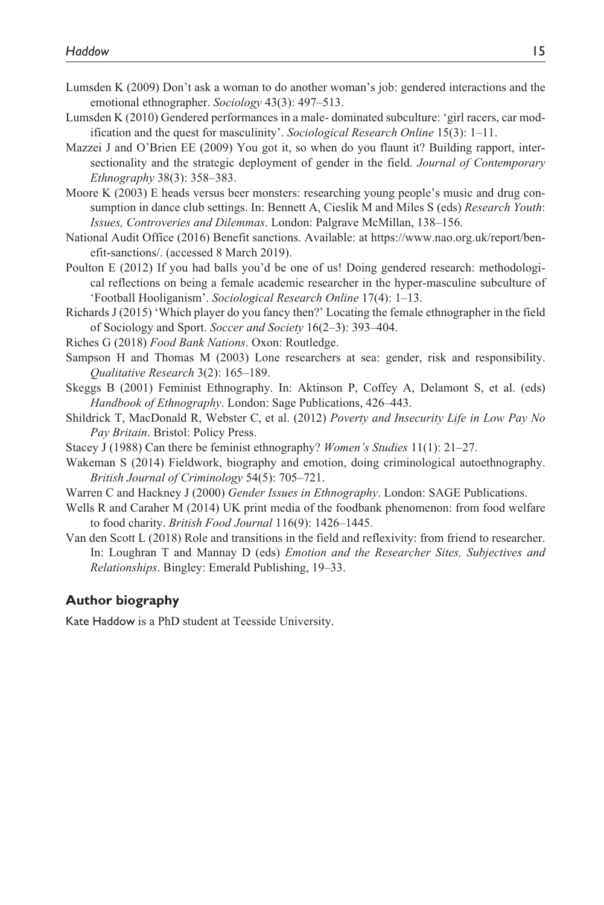Lumsden K (2009) Don't ask a woman to do another woman's job: gendered interactions and the emotional ethnographer. *Sociology* 43(3): 497–513.

Lumsden K (2010) Gendered performances in a male- dominated subculture: 'girl racers, car modification and the quest for masculinity'. *Sociological Research Online* 15(3): 1–11.

Mazzei J and O'Brien EE (2009) You got it, so when do you flaunt it? Building rapport, intersectionality and the strategic deployment of gender in the field. *Journal of Contemporary Ethnography* 38(3): 358–383.

Moore K (2003) E heads versus beer monsters: researching young people's music and drug consumption in dance club settings. In: Bennett A, Cieslik M and Miles S (eds) *Research Youth*: *Issues, Controveries and Dilemmas*. London: Palgrave McMillan, 138–156.

National Audit Office (2016) Benefit sanctions. Available: at https://www.nao.org.uk/report/benefit-sanctions/. (accessed 8 March 2019).

Poulton E (2012) If you had balls you'd be one of us! Doing gendered research: methodological reflections on being a female academic researcher in the hyper-masculine subculture of 'Football Hooliganism'. *Sociological Research Online* 17(4): 1–13.

Richards J (2015) 'Which player do you fancy then?' Locating the female ethnographer in the field of Sociology and Sport. *Soccer and Society* 16(2–3): 393–404.

Riches G (2018) *Food Bank Nations*. Oxon: Routledge.

Sampson H and Thomas M (2003) Lone researchers at sea: gender, risk and responsibility. *Qualitative Research* 3(2): 165–189.

Skeggs B (2001) Feminist Ethnography. In: Aktinson P, Coffey A, Delamont S, et al. (eds) *Handbook of Ethnography*. London: Sage Publications, 426–443.

Shildrick T, MacDonald R, Webster C, et al. (2012) *Poverty and Insecurity Life in Low Pay No Pay Britain*. Bristol: Policy Press.

Stacey J (1988) Can there be feminist ethnography? *Women's Studies* 11(1): 21–27.

Wakeman S (2014) Fieldwork, biography and emotion, doing criminological autoethnography. *British Journal of Criminology* 54(5): 705–721.

Warren C and Hackney J (2000) *Gender Issues in Ethnography*. London: SAGE Publications.

Wells R and Caraher M (2014) UK print media of the foodbank phenomenon: from food welfare to food charity. *British Food Journal* 116(9): 1426–1445.

Van den Scott L (2018) Role and transitions in the field and reflexivity: from friend to researcher. In: Loughran T and Mannay D (eds) *Emotion and the Researcher Sites, Subjectives and Relationships*. Bingley: Emerald Publishing, 19–33.

## Author biography

**Kate Haddow** is a PhD student at Teesside University.